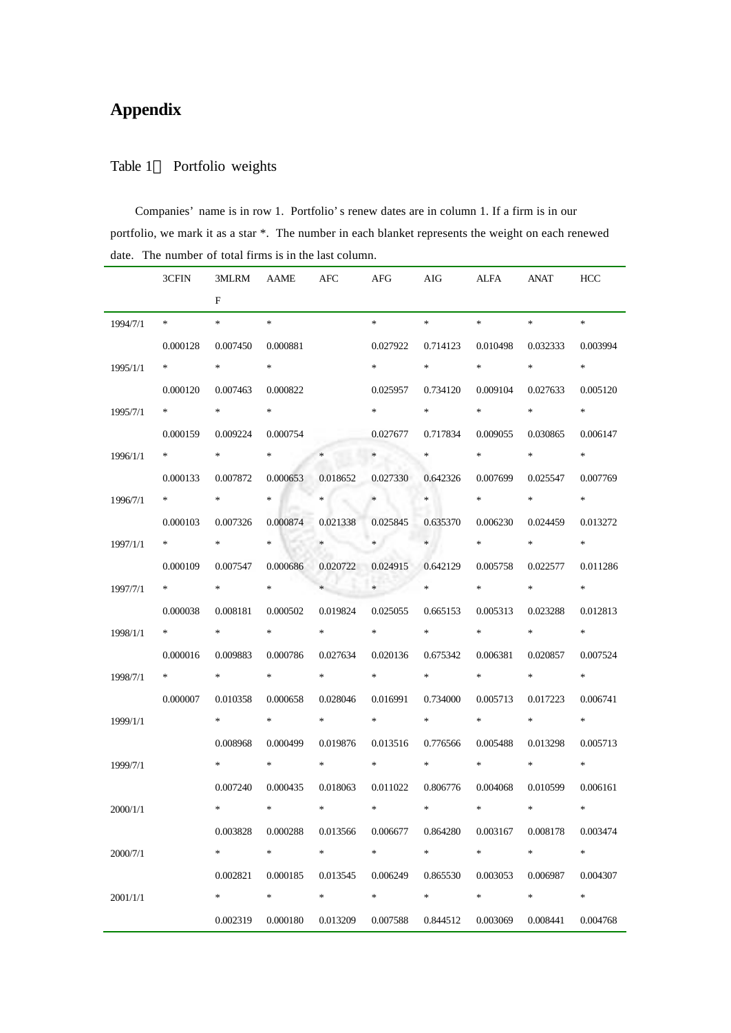# Appendix

## Table 1　Portfolio weights

Companies' name is in row 1. Portfolio's renew dates are in column 1. If a firm is in our portfolio, we mark it as a star *. The number in each blanket represents the weight on each renewed date. The number of total firms is in the last column.

| | 3CFIN | 3MLRMF | AAME | AFC | AFG | AIG | ALFA | ANAT | HCC |
|---|---|---|---|---|---|---|---|---|---|
| 1994/7/1 | * | * | * | | * | * | * | * | * |
| | 0.000128 | 0.007450 | 0.000881 | | 0.027922 | 0.714123 | 0.010498 | 0.032333 | 0.003994 |
| 1995/1/1 | * | * | * | | * | * | * | * | * |
| | 0.000120 | 0.007463 | 0.000822 | | 0.025957 | 0.734120 | 0.009104 | 0.027633 | 0.005120 |
| 1995/7/1 | * | * | * | | * | * | * | * | * |
| | 0.000159 | 0.009224 | 0.000754 | | 0.027677 | 0.717834 | 0.009055 | 0.030865 | 0.006147 |
| 1996/1/1 | * | * | * | * | * | * | * | * | * |
| | 0.000133 | 0.007872 | 0.000653 | 0.018652 | 0.027330 | 0.642326 | 0.007699 | 0.025547 | 0.007769 |
| 1996/7/1 | * | * | * | * | * | * | * | * | * |
| | 0.000103 | 0.007326 | 0.000874 | 0.021338 | 0.025845 | 0.635370 | 0.006230 | 0.024459 | 0.013272 |
| 1997/1/1 | * | * | * | * | * | * | * | * | * |
| | 0.000109 | 0.007547 | 0.000686 | 0.020722 | 0.024915 | 0.642129 | 0.005758 | 0.022577 | 0.011286 |
| 1997/7/1 | * | * | * | * | * | * | * | * | * |
| | 0.000038 | 0.008181 | 0.000502 | 0.019824 | 0.025055 | 0.665153 | 0.005313 | 0.023288 | 0.012813 |
| 1998/1/1 | * | * | * | * | * | * | * | * | * |
| | 0.000016 | 0.009883 | 0.000786 | 0.027634 | 0.020136 | 0.675342 | 0.006381 | 0.020857 | 0.007524 |
| 1998/7/1 | * | * | * | * | * | * | * | * | * |
| | 0.000007 | 0.010358 | 0.000658 | 0.028046 | 0.016991 | 0.734000 | 0.005713 | 0.017223 | 0.006741 |
| 1999/1/1 | | * | * | * | * | * | * | * | * |
| | | 0.008968 | 0.000499 | 0.019876 | 0.013516 | 0.776566 | 0.005488 | 0.013298 | 0.005713 |
| 1999/7/1 | | * | * | * | * | * | * | * | * |
| | | 0.007240 | 0.000435 | 0.018063 | 0.011022 | 0.806776 | 0.004068 | 0.010599 | 0.006161 |
| 2000/1/1 | | * | * | * | * | * | * | * | * |
| | | 0.003828 | 0.000288 | 0.013566 | 0.006677 | 0.864280 | 0.003167 | 0.008178 | 0.003474 |
| 2000/7/1 | | * | * | * | * | * | * | * | * |
| | | 0.002821 | 0.000185 | 0.013545 | 0.006249 | 0.865530 | 0.003053 | 0.006987 | 0.004307 |
| 2001/1/1 | | * | * | * | * | * | * | * | * |
| | | 0.002319 | 0.000180 | 0.013209 | 0.007588 | 0.844512 | 0.003069 | 0.008441 | 0.004768 |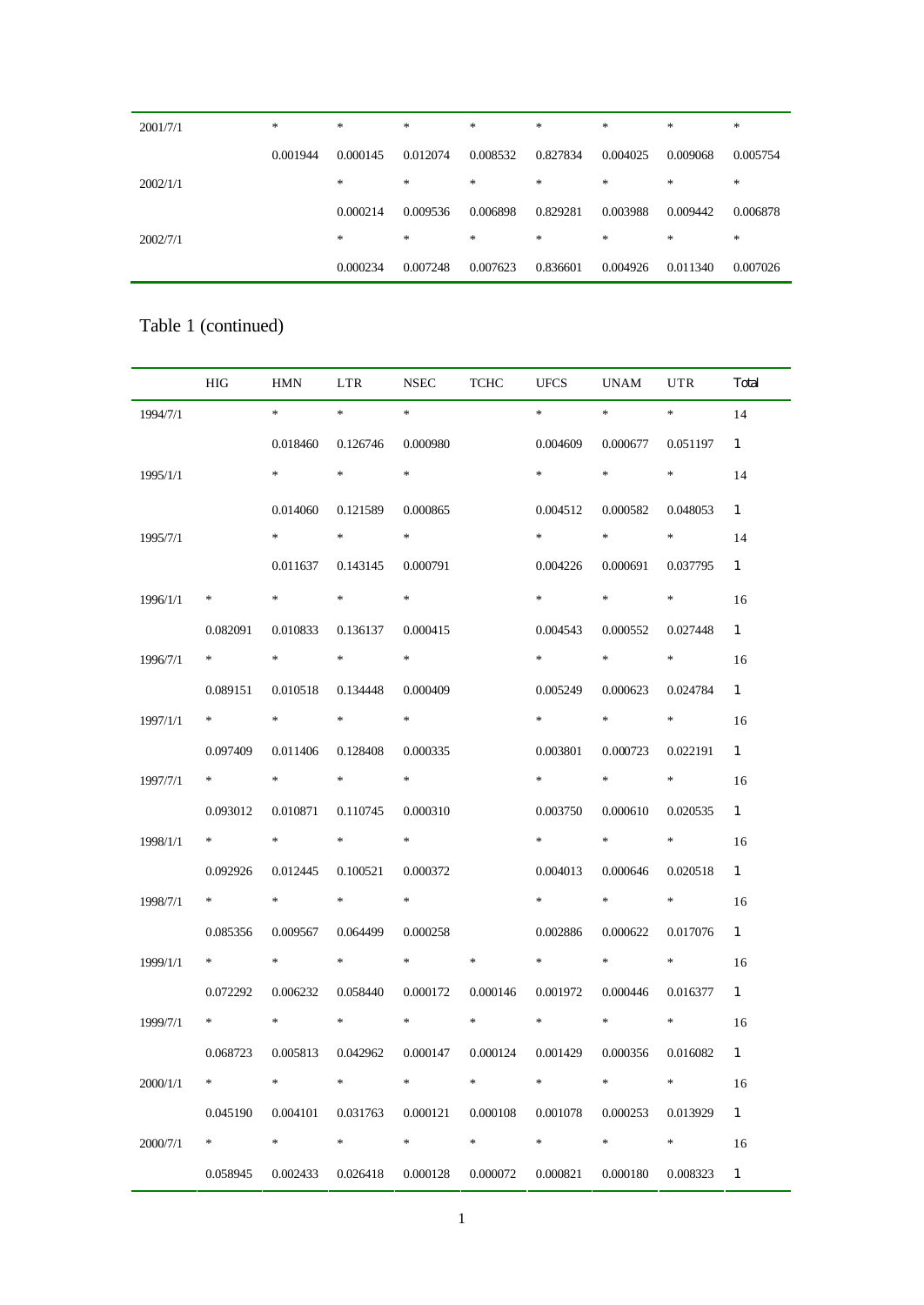| | | | | | | | | | |
|---|---|---|---|---|---|---|---|---|---|
| 2001/7/1 | | * | * | * | * | * | * | * | * |
| | | 0.001944 | 0.000145 | 0.012074 | 0.008532 | 0.827834 | 0.004025 | 0.009068 | 0.005754 |
| 2002/1/1 | | | * | * | * | * | * | * | * |
| | | | 0.000214 | 0.009536 | 0.006898 | 0.829281 | 0.003988 | 0.009442 | 0.006878 |
| 2002/7/1 | | | * | * | * | * | * | * | * |
| | | | 0.000234 | 0.007248 | 0.007623 | 0.836601 | 0.004926 | 0.011340 | 0.007026 |

Table 1 (continued)

| | HIG | HMN | LTR | NSEC | TCHC | UFCS | UNAM | UTR | Total |
|---|---|---|---|---|---|---|---|---|---|
| 1994/7/1 | | * | * | * | | * | * | * | 14 |
| | | 0.018460 | 0.126746 | 0.000980 | | 0.004609 | 0.000677 | 0.051197 | 1 |
| 1995/1/1 | | * | * | * | | * | * | * | 14 |
| | | 0.014060 | 0.121589 | 0.000865 | | 0.004512 | 0.000582 | 0.048053 | 1 |
| 1995/7/1 | | * | * | * | | * | * | * | 14 |
| | | 0.011637 | 0.143145 | 0.000791 | | 0.004226 | 0.000691 | 0.037795 | 1 |
| 1996/1/1 | * | * | * | * | | * | * | * | 16 |
| | 0.082091 | 0.010833 | 0.136137 | 0.000415 | | 0.004543 | 0.000552 | 0.027448 | 1 |
| 1996/7/1 | * | * | * | * | | * | * | * | 16 |
| | 0.089151 | 0.010518 | 0.134448 | 0.000409 | | 0.005249 | 0.000623 | 0.024784 | 1 |
| 1997/1/1 | * | * | * | * | | * | * | * | 16 |
| | 0.097409 | 0.011406 | 0.128408 | 0.000335 | | 0.003801 | 0.000723 | 0.022191 | 1 |
| 1997/7/1 | * | * | * | * | | * | * | * | 16 |
| | 0.093012 | 0.010871 | 0.110745 | 0.000310 | | 0.003750 | 0.000610 | 0.020535 | 1 |
| 1998/1/1 | * | * | * | * | | * | * | * | 16 |
| | 0.092926 | 0.012445 | 0.100521 | 0.000372 | | 0.004013 | 0.000646 | 0.020518 | 1 |
| 1998/7/1 | * | * | * | * | | * | * | * | 16 |
| | 0.085356 | 0.009567 | 0.064499 | 0.000258 | | 0.002886 | 0.000622 | 0.017076 | 1 |
| 1999/1/1 | * | * | * | * | * | * | * | * | 16 |
| | 0.072292 | 0.006232 | 0.058440 | 0.000172 | 0.000146 | 0.001972 | 0.000446 | 0.016377 | 1 |
| 1999/7/1 | * | * | * | * | * | * | * | * | 16 |
| | 0.068723 | 0.005813 | 0.042962 | 0.000147 | 0.000124 | 0.001429 | 0.000356 | 0.016082 | 1 |
| 2000/1/1 | * | * | * | * | * | * | * | * | 16 |
| | 0.045190 | 0.004101 | 0.031763 | 0.000121 | 0.000108 | 0.001078 | 0.000253 | 0.013929 | 1 |
| 2000/7/1 | * | * | * | * | * | * | * | * | 16 |
| | 0.058945 | 0.002433 | 0.026418 | 0.000128 | 0.000072 | 0.000821 | 0.000180 | 0.008323 | 1 |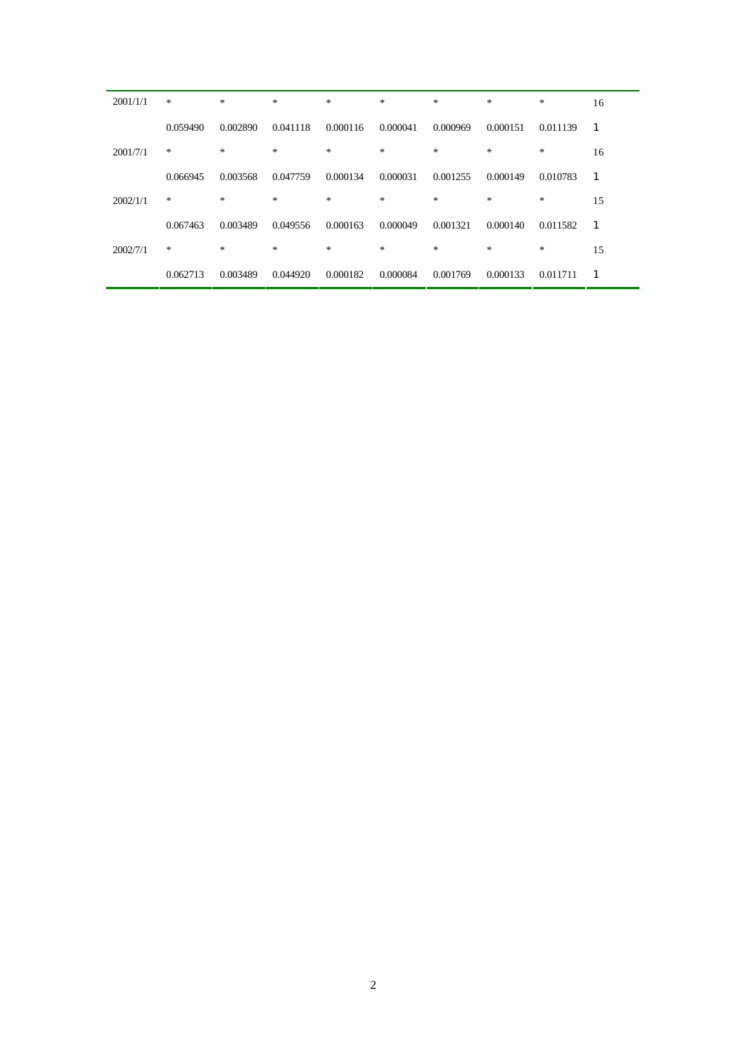| | | | | | | | | | |
|---|---|---|---|---|---|---|---|---|---|
| 2001/1/1 | * | * | * | * | * | * | * | * | 16 |
| | 0.059490 | 0.002890 | 0.041118 | 0.000116 | 0.000041 | 0.000969 | 0.000151 | 0.011139 | 1 |
| 2001/7/1 | * | * | * | * | * | * | * | * | 16 |
| | 0.066945 | 0.003568 | 0.047759 | 0.000134 | 0.000031 | 0.001255 | 0.000149 | 0.010783 | 1 |
| 2002/1/1 | * | * | * | * | * | * | * | * | 15 |
| | 0.067463 | 0.003489 | 0.049556 | 0.000163 | 0.000049 | 0.001321 | 0.000140 | 0.011582 | 1 |
| 2002/7/1 | * | * | * | * | * | * | * | * | 15 |
| | 0.062713 | 0.003489 | 0.044920 | 0.000182 | 0.000084 | 0.001769 | 0.000133 | 0.011711 | 1 |